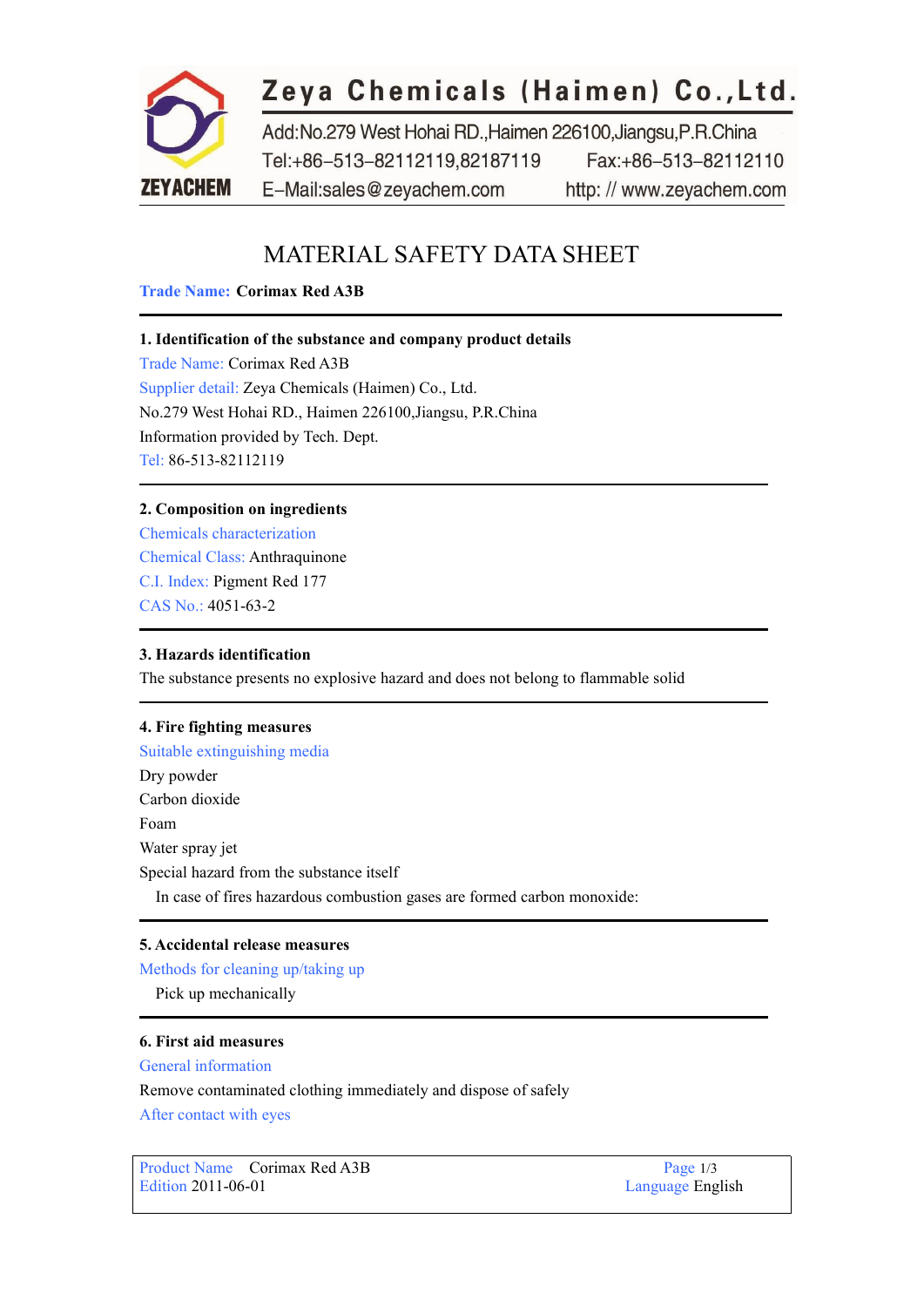Zeya Chemicals (Haimen) Co.,Ltd.

Add:No.279 West Hohai RD.,Haimen 226100,Jiangsu,P.R.China
Tel:+86-513-82112119,82187119 Fax:+86-513-82112110
E-Mail:sales@zeyachem.com http: // www.zeyachem.com

# MATERIAL SAFETY DATA SHEET

**Trade Name: Corimax Red A3B**

## 1. Identification of the substance and company product details

Trade Name: Corimax Red A3B
Supplier detail: Zeya Chemicals (Haimen) Co., Ltd.
No.279 West Hohai RD., Haimen 226100,Jiangsu, P.R.China
Information provided by Tech. Dept.
Tel: 86-513-82112119

## 2. Composition on ingredients

Chemicals characterization
Chemical Class: Anthraquinone
C.I. Index: Pigment Red 177
CAS No.: 4051-63-2

## 3. Hazards identification

The substance presents no explosive hazard and does not belong to flammable solid

## 4. Fire fighting measures

Suitable extinguishing media
Dry powder
Carbon dioxide
Foam
Water spray jet
Special hazard from the substance itself
In case of fires hazardous combustion gases are formed carbon monoxide:

## 5. Accidental release measures

Methods for cleaning up/taking up
Pick up mechanically

## 6. First aid measures

General information
Remove contaminated clothing immediately and dispose of safely
After contact with eyes

Product Name Corimax Red A3B
Edition 2011-06-01
Language English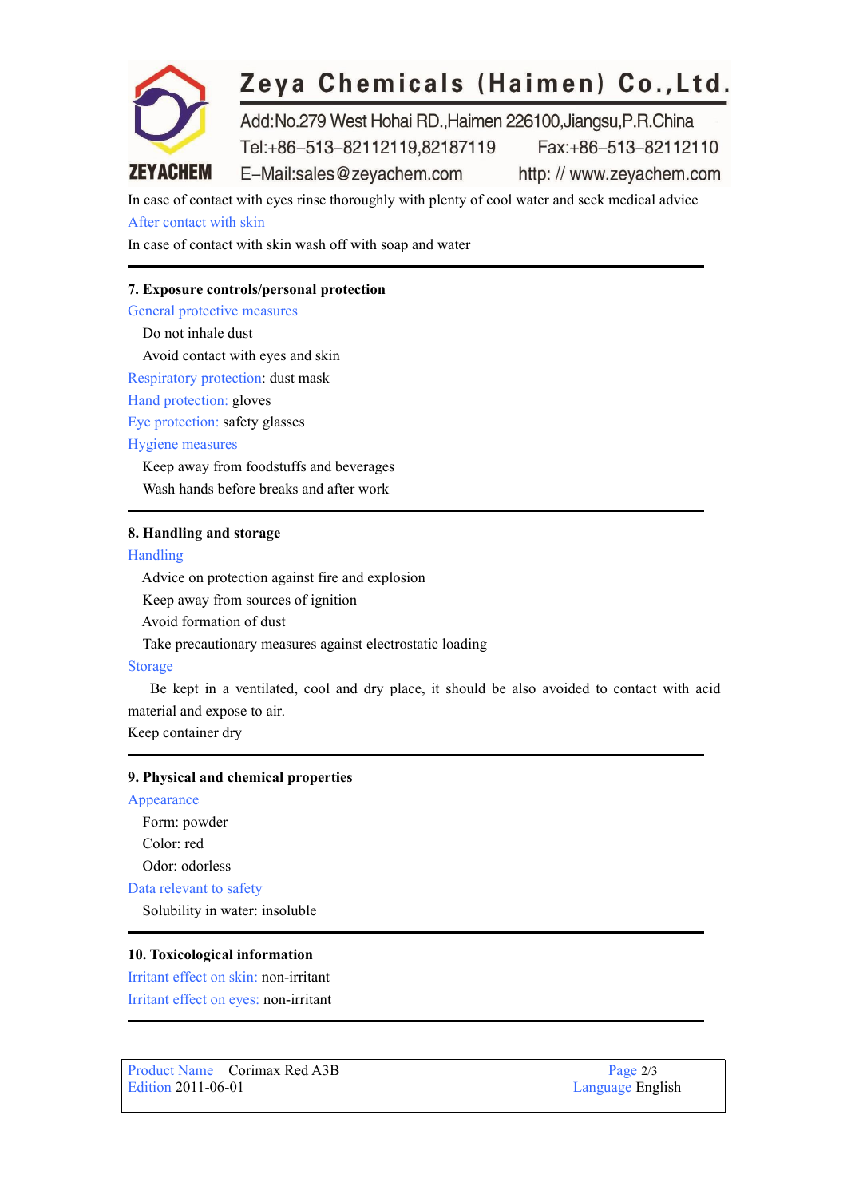In case of contact with eyes rinse thoroughly with plenty of cool water and seek medical advice

After contact with skin

In case of contact with skin wash off with soap and water

## 7. Exposure controls/personal protection

General protective measures

Do not inhale dust

Avoid contact with eyes and skin

Respiratory protection: dust mask

Hand protection: gloves

Eye protection: safety glasses

Hygiene measures

Keep away from foodstuffs and beverages

Wash hands before breaks and after work

## 8. Handling and storage

Handling

Advice on protection against fire and explosion

Keep away from sources of ignition

Avoid formation of dust

Take precautionary measures against electrostatic loading

Storage

Be kept in a ventilated, cool and dry place, it should be also avoided to contact with acid material and expose to air.

Keep container dry

## 9. Physical and chemical properties

Appearance

Form: powder

Color: red

Odor: odorless

Data relevant to safety

Solubility in water: insoluble

## 10. Toxicological information

Irritant effect on skin: non-irritant

Irritant effect on eyes: non-irritant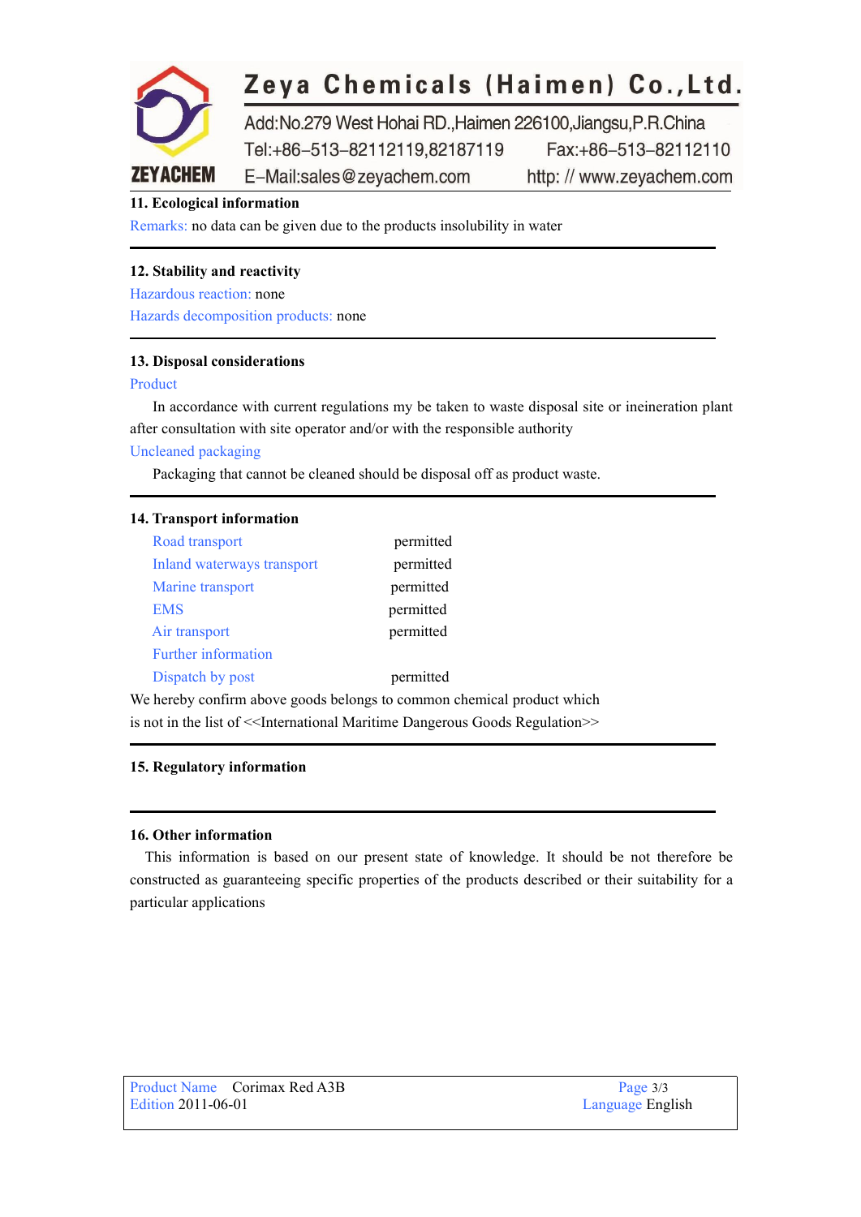## 11. Ecological information

Remarks: no data can be given due to the products insolubility in water

## 12. Stability and reactivity

Hazardous reaction: none

Hazards decomposition products: none

## 13. Disposal considerations

Product

In accordance with current regulations my be taken to waste disposal site or ineineration plant after consultation with site operator and/or with the responsible authority

Uncleaned packaging

Packaging that cannot be cleaned should be disposal off as product waste.

## 14. Transport information

| | |
|---|---|
| Road transport | permitted |
| Inland waterways transport | permitted |
| Marine transport | permitted |
| EMS | permitted |
| Air transport | permitted |
| Further information | |
| Dispatch by post | permitted |

We hereby confirm above goods belongs to common chemical product which is not in the list of <<International Maritime Dangerous Goods Regulation>>

## 15. Regulatory information

## 16. Other information

This information is based on our present state of knowledge. It should be not therefore be constructed as guaranteeing specific properties of the products described or their suitability for a particular applications